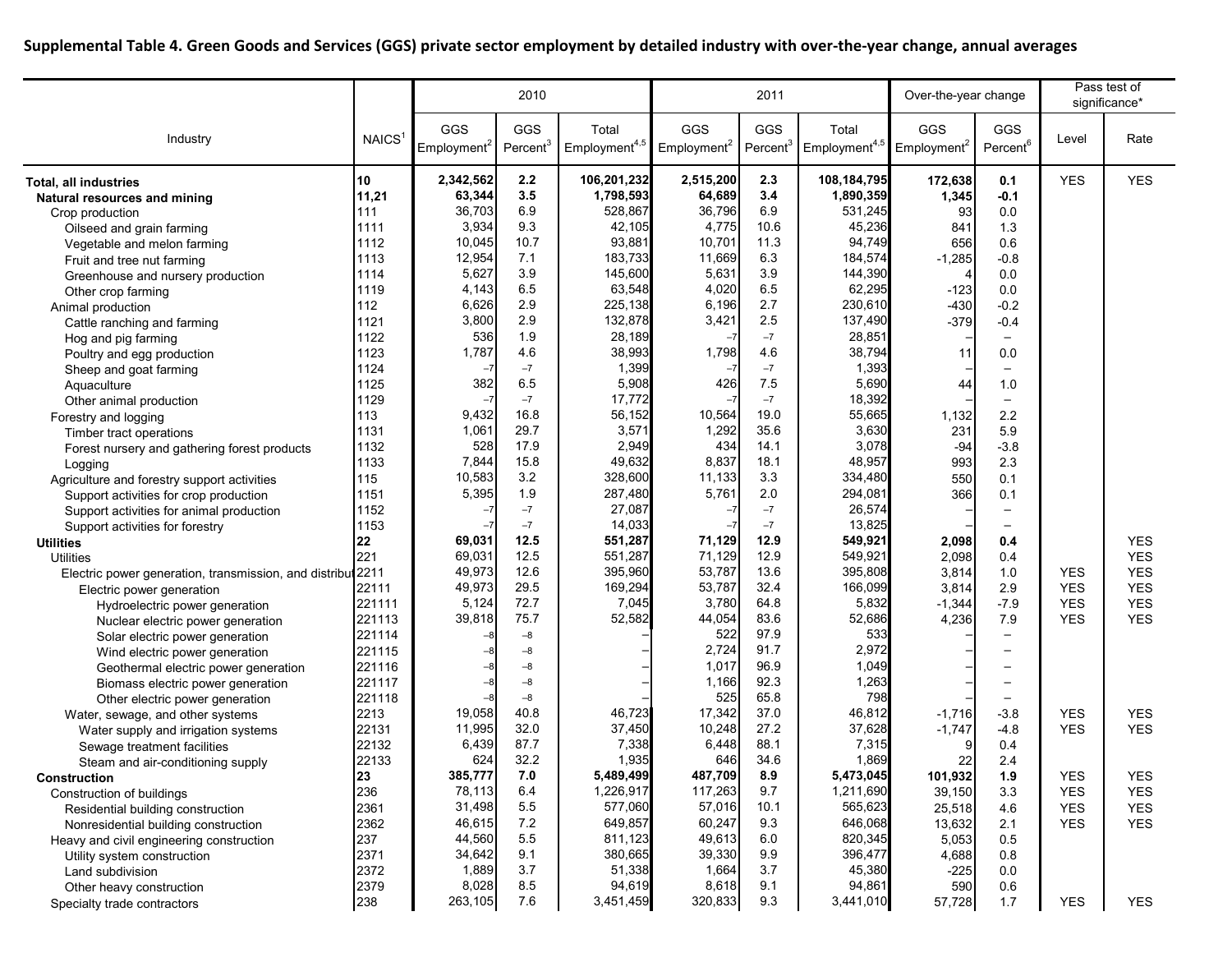**Supplemental Table 4. Green Goods and Services (GGS) private sector employment by detailed industry with over-the-year change, annual averages**

| Industry | NAICS[1] | 2010 GGS Employment[2] | 2010 GGS Percent[3] | 2010 Total Employment[4,5] | 2011 GGS Employment[2] | 2011 GGS Percent[3] | 2011 Total Employment[4,5] | Over-the-year change GGS Employment[2] | Over-the-year change GGS Percent[6] | Pass test of significance* Level | Pass test of significance* Rate |
|---|---|---|---|---|---|---|---|---|---|---|---|
| **Total, all industries** | **10** | **2,342,562** | **2.2** | **106,201,232** | **2,515,200** | **2.3** | **108,184,795** | **172,638** | **0.1** | YES | YES |
| **Natural resources and mining** | **11,21** | **63,344** | **3.5** | **1,798,593** | **64,689** | **3.4** | **1,890,359** | **1,345** | **-0.1** | | |
| Crop production | 111 | 36,703 | 6.9 | 528,867 | 36,796 | 6.9 | 531,245 | 93 | 0.0 | | |
| Oilseed and grain farming | 1111 | 3,934 | 9.3 | 42,105 | 4,775 | 10.6 | 45,236 | 841 | 1.3 | | |
| Vegetable and melon farming | 1112 | 10,045 | 10.7 | 93,881 | 10,701 | 11.3 | 94,749 | 656 | 0.6 | | |
| Fruit and tree nut farming | 1113 | 12,954 | 7.1 | 183,733 | 11,669 | 6.3 | 184,574 | -1,285 | -0.8 | | |
| Greenhouse and nursery production | 1114 | 5,627 | 3.9 | 145,600 | 5,631 | 3.9 | 144,390 | 4 | 0.0 | | |
| Other crop farming | 1119 | 4,143 | 6.5 | 63,548 | 4,020 | 6.5 | 62,295 | -123 | 0.0 | | |
| Animal production | 112 | 6,626 | 2.9 | 225,138 | 6,196 | 2.7 | 230,610 | -430 | -0.2 | | |
| Cattle ranching and farming | 1121 | 3,800 | 2.9 | 132,878 | 3,421 | 2.5 | 137,490 | -379 | -0.4 | | |
| Hog and pig farming | 1122 | 536 | 1.9 | 28,189 | –7 | –7 | 28,851 | – | – | | |
| Poultry and egg production | 1123 | 1,787 | 4.6 | 38,993 | 1,798 | 4.6 | 38,794 | 11 | 0.0 | | |
| Sheep and goat farming | 1124 | –7 | –7 | 1,399 | –7 | –7 | 1,393 | – | – | | |
| Aquaculture | 1125 | 382 | 6.5 | 5,908 | 426 | 7.5 | 5,690 | 44 | 1.0 | | |
| Other animal production | 1129 | –7 | –7 | 17,772 | –7 | –7 | 18,392 | – | – | | |
| Forestry and logging | 113 | 9,432 | 16.8 | 56,152 | 10,564 | 19.0 | 55,665 | 1,132 | 2.2 | | |
| Timber tract operations | 1131 | 1,061 | 29.7 | 3,571 | 1,292 | 35.6 | 3,630 | 231 | 5.9 | | |
| Forest nursery and gathering forest products | 1132 | 528 | 17.9 | 2,949 | 434 | 14.1 | 3,078 | -94 | -3.8 | | |
| Logging | 1133 | 7,844 | 15.8 | 49,632 | 8,837 | 18.1 | 48,957 | 993 | 2.3 | | |
| Agriculture and forestry support activities | 115 | 10,583 | 3.2 | 328,600 | 11,133 | 3.3 | 334,480 | 550 | 0.1 | | |
| Support activities for crop production | 1151 | 5,395 | 1.9 | 287,480 | 5,761 | 2.0 | 294,081 | 366 | 0.1 | | |
| Support activities for animal production | 1152 | –7 | –7 | 27,087 | –7 | –7 | 26,574 | – | – | | |
| Support activities for forestry | 1153 | –7 | –7 | 14,033 | –7 | –7 | 13,825 | – | – | | |
| **Utilities** | **22** | **69,031** | **12.5** | **551,287** | **71,129** | **12.9** | **549,921** | **2,098** | **0.4** | | YES |
| Utilities | 221 | 69,031 | 12.5 | 551,287 | 71,129 | 12.9 | 549,921 | 2,098 | 0.4 | | YES |
| Electric power generation, transmission, and distribut | 2211 | 49,973 | 12.6 | 395,960 | 53,787 | 13.6 | 395,808 | 3,814 | 1.0 | YES | YES |
| Electric power generation | 22111 | 49,973 | 29.5 | 169,294 | 53,787 | 32.4 | 166,099 | 3,814 | 2.9 | YES | YES |
| Hydroelectric power generation | 221111 | 5,124 | 72.7 | 7,045 | 3,780 | 64.8 | 5,832 | -1,344 | -7.9 | YES | YES |
| Nuclear electric power generation | 221113 | 39,818 | 75.7 | 52,582 | 44,054 | 83.6 | 52,686 | 4,236 | 7.9 | YES | YES |
| Solar electric power generation | 221114 | –8 | –8 | – | 522 | 97.9 | 533 | – | – | | |
| Wind electric power generation | 221115 | –8 | –8 | – | 2,724 | 91.7 | 2,972 | – | – | | |
| Geothermal electric power generation | 221116 | –8 | –8 | – | 1,017 | 96.9 | 1,049 | – | – | | |
| Biomass electric power generation | 221117 | –8 | –8 | – | 1,166 | 92.3 | 1,263 | – | – | | |
| Other electric power generation | 221118 | –8 | –8 | – | 525 | 65.8 | 798 | – | – | | |
| Water, sewage, and other systems | 2213 | 19,058 | 40.8 | 46,723 | 17,342 | 37.0 | 46,812 | -1,716 | -3.8 | YES | YES |
| Water supply and irrigation systems | 22131 | 11,995 | 32.0 | 37,450 | 10,248 | 27.2 | 37,628 | -1,747 | -4.8 | YES | YES |
| Sewage treatment facilities | 22132 | 6,439 | 87.7 | 7,338 | 6,448 | 88.1 | 7,315 | 9 | 0.4 | | |
| Steam and air-conditioning supply | 22133 | 624 | 32.2 | 1,935 | 646 | 34.6 | 1,869 | 22 | 2.4 | | |
| **Construction** | **23** | **385,777** | **7.0** | **5,489,499** | **487,709** | **8.9** | **5,473,045** | **101,932** | **1.9** | YES | YES |
| Construction of buildings | 236 | 78,113 | 6.4 | 1,226,917 | 117,263 | 9.7 | 1,211,690 | 39,150 | 3.3 | YES | YES |
| Residential building construction | 2361 | 31,498 | 5.5 | 577,060 | 57,016 | 10.1 | 565,623 | 25,518 | 4.6 | YES | YES |
| Nonresidential building construction | 2362 | 46,615 | 7.2 | 649,857 | 60,247 | 9.3 | 646,068 | 13,632 | 2.1 | YES | YES |
| Heavy and civil engineering construction | 237 | 44,560 | 5.5 | 811,123 | 49,613 | 6.0 | 820,345 | 5,053 | 0.5 | | |
| Utility system construction | 2371 | 34,642 | 9.1 | 380,665 | 39,330 | 9.9 | 396,477 | 4,688 | 0.8 | | |
| Land subdivision | 2372 | 1,889 | 3.7 | 51,338 | 1,664 | 3.7 | 45,380 | -225 | 0.0 | | |
| Other heavy construction | 2379 | 8,028 | 8.5 | 94,619 | 8,618 | 9.1 | 94,861 | 590 | 0.6 | | |
| Specialty trade contractors | 238 | 263,105 | 7.6 | 3,451,459 | 320,833 | 9.3 | 3,441,010 | 57,728 | 1.7 | YES | YES |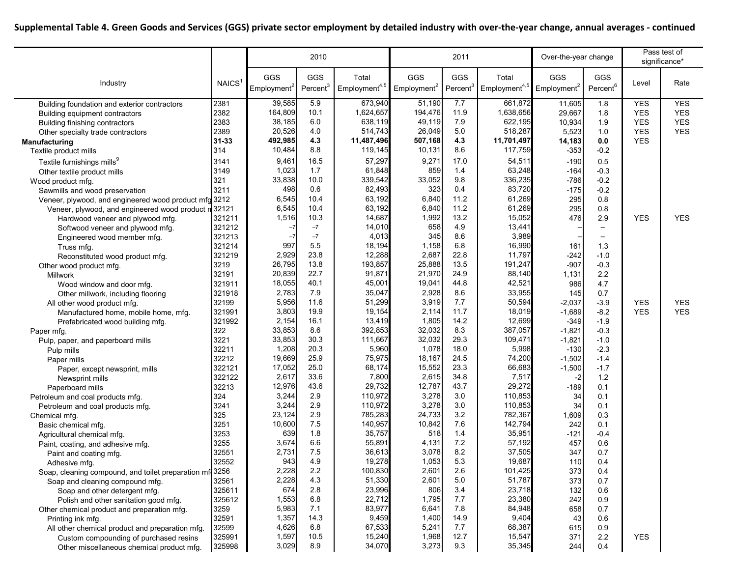**Supplemental Table 4. Green Goods and Services (GGS) private sector employment by detailed industry with over-the-year change, annual averages - continued**

| Industry | NAICS[1] | 2010 | | | 2011 | | | Over-the-year change | | Pass test of significance* | |
|---|---|---|---|---|---|---|---|---|---|---|---|
| | | GGS Employment[2] | GGS Percent[3] | Total Employment[4,5] | GGS Employment[2] | GGS Percent[3] | Total Employment[4,5] | GGS Employment[2] | GGS Percent[6] | Level | Rate |
| Building foundation and exterior contractors | 2381 | 39,585 | 5.9 | 673,940 | 51,190 | 7.7 | 661,872 | 11,605 | 1.8 | YES | YES |
| Building equipment contractors | 2382 | 164,809 | 10.1 | 1,624,657 | 194,476 | 11.9 | 1,638,656 | 29,667 | 1.8 | YES | YES |
| Building finishing contractors | 2383 | 38,185 | 6.0 | 638,119 | 49,119 | 7.9 | 622,195 | 10,934 | 1.9 | YES | YES |
| Other specialty trade contractors | 2389 | 20,526 | 4.0 | 514,743 | 26,049 | 5.0 | 518,287 | 5,523 | 1.0 | YES | YES |
| **Manufacturing** | **31-33** | **492,985** | **4.3** | **11,487,496** | **507,168** | **4.3** | **11,701,497** | **14,183** | **0.0** | **YES** | |
| Textile product mills | 314 | 10,484 | 8.8 | 119,145 | 10,131 | 8.6 | 117,759 | -353 | -0.2 | | |
| Textile furnishings mills[9] | 3141 | 9,461 | 16.5 | 57,297 | 9,271 | 17.0 | 54,511 | -190 | 0.5 | | |
| Other textile product mills | 3149 | 1,023 | 1.7 | 61,848 | 859 | 1.4 | 63,248 | -164 | -0.3 | | |
| Wood product mfg. | 321 | 33,838 | 10.0 | 339,542 | 33,052 | 9.8 | 336,235 | -786 | -0.2 | | |
| Sawmills and wood preservation | 3211 | 498 | 0.6 | 82,493 | 323 | 0.4 | 83,720 | -175 | -0.2 | | |
| Veneer, plywood, and engineered wood product mfg | 3212 | 6,545 | 10.4 | 63,192 | 6,840 | 11.2 | 61,269 | 295 | 0.8 | | |
| Veneer, plywood, and engineered wood product m | 32121 | 6,545 | 10.4 | 63,192 | 6,840 | 11.2 | 61,269 | 295 | 0.8 | | |
| Hardwood veneer and plywood mfg. | 321211 | 1,516 | 10.3 | 14,687 | 1,992 | 13.2 | 15,052 | 476 | 2.9 | YES | YES |
| Softwood veneer and plywood mfg. | 321212 | –7 | –7 | 14,010 | 658 | 4.9 | 13,441 | – | – | | |
| Engineered wood member mfg. | 321213 | –7 | –7 | 4,013 | 345 | 8.6 | 3,989 | – | – | | |
| Truss mfg. | 321214 | 997 | 5.5 | 18,194 | 1,158 | 6.8 | 16,990 | 161 | 1.3 | | |
| Reconstituted wood product mfg. | 321219 | 2,929 | 23.8 | 12,288 | 2,687 | 22.8 | 11,797 | -242 | -1.0 | | |
| Other wood product mfg. | 3219 | 26,795 | 13.8 | 193,857 | 25,888 | 13.5 | 191,247 | -907 | -0.3 | | |
| Millwork | 32191 | 20,839 | 22.7 | 91,871 | 21,970 | 24.9 | 88,140 | 1,131 | 2.2 | | |
| Wood window and door mfg. | 321911 | 18,055 | 40.1 | 45,001 | 19,041 | 44.8 | 42,521 | 986 | 4.7 | | |
| Other millwork, including flooring | 321918 | 2,783 | 7.9 | 35,047 | 2,928 | 8.6 | 33,955 | 145 | 0.7 | | |
| All other wood product mfg. | 32199 | 5,956 | 11.6 | 51,299 | 3,919 | 7.7 | 50,594 | -2,037 | -3.9 | YES | YES |
| Manufactured home, mobile home, mfg. | 321991 | 3,803 | 19.9 | 19,154 | 2,114 | 11.7 | 18,019 | -1,689 | -8.2 | YES | YES |
| Prefabricated wood building mfg. | 321992 | 2,154 | 16.1 | 13,419 | 1,805 | 14.2 | 12,699 | -349 | -1.9 | | |
| Paper mfg. | 322 | 33,853 | 8.6 | 392,853 | 32,032 | 8.3 | 387,057 | -1,821 | -0.3 | | |
| Pulp, paper, and paperboard mills | 3221 | 33,853 | 30.3 | 111,667 | 32,032 | 29.3 | 109,471 | -1,821 | -1.0 | | |
| Pulp mills | 32211 | 1,208 | 20.3 | 5,960 | 1,078 | 18.0 | 5,998 | -130 | -2.3 | | |
| Paper mills | 32212 | 19,669 | 25.9 | 75,975 | 18,167 | 24.5 | 74,200 | -1,502 | -1.4 | | |
| Paper, except newsprint, mills | 322121 | 17,052 | 25.0 | 68,174 | 15,552 | 23.3 | 66,683 | -1,500 | -1.7 | | |
| Newsprint mills | 322122 | 2,617 | 33.6 | 7,800 | 2,615 | 34.8 | 7,517 | -2 | 1.2 | | |
| Paperboard mills | 32213 | 12,976 | 43.6 | 29,732 | 12,787 | 43.7 | 29,272 | -189 | 0.1 | | |
| Petroleum and coal products mfg. | 324 | 3,244 | 2.9 | 110,972 | 3,278 | 3.0 | 110,853 | 34 | 0.1 | | |
| Petroleum and coal products mfg. | 3241 | 3,244 | 2.9 | 110,972 | 3,278 | 3.0 | 110,853 | 34 | 0.1 | | |
| Chemical mfg. | 325 | 23,124 | 2.9 | 785,283 | 24,733 | 3.2 | 782,367 | 1,609 | 0.3 | | |
| Basic chemical mfg. | 3251 | 10,600 | 7.5 | 140,957 | 10,842 | 7.6 | 142,794 | 242 | 0.1 | | |
| Agricultural chemical mfg. | 3253 | 639 | 1.8 | 35,757 | 518 | 1.4 | 35,951 | -121 | -0.4 | | |
| Paint, coating, and adhesive mfg. | 3255 | 3,674 | 6.6 | 55,891 | 4,131 | 7.2 | 57,192 | 457 | 0.6 | | |
| Paint and coating mfg. | 32551 | 2,731 | 7.5 | 36,613 | 3,078 | 8.2 | 37,505 | 347 | 0.7 | | |
| Adhesive mfg. | 32552 | 943 | 4.9 | 19,278 | 1,053 | 5.3 | 19,687 | 110 | 0.4 | | |
| Soap, cleaning compound, and toilet preparation mfg | 3256 | 2,228 | 2.2 | 100,830 | 2,601 | 2.6 | 101,425 | 373 | 0.4 | | |
| Soap and cleaning compound mfg. | 32561 | 2,228 | 4.3 | 51,330 | 2,601 | 5.0 | 51,787 | 373 | 0.7 | | |
| Soap and other detergent mfg. | 325611 | 674 | 2.8 | 23,996 | 806 | 3.4 | 23,718 | 132 | 0.6 | | |
| Polish and other sanitation good mfg. | 325612 | 1,553 | 6.8 | 22,712 | 1,795 | 7.7 | 23,380 | 242 | 0.9 | | |
| Other chemical product and preparation mfg. | 3259 | 5,983 | 7.1 | 83,977 | 6,641 | 7.8 | 84,948 | 658 | 0.7 | | |
| Printing ink mfg. | 32591 | 1,357 | 14.3 | 9,459 | 1,400 | 14.9 | 9,404 | 43 | 0.6 | | |
| All other chemical product and preparation mfg. | 32599 | 4,626 | 6.8 | 67,533 | 5,241 | 7.7 | 68,387 | 615 | 0.9 | | |
| Custom compounding of purchased resins | 325991 | 1,597 | 10.5 | 15,240 | 1,968 | 12.7 | 15,547 | 371 | 2.2 | YES | |
| Other miscellaneous chemical product mfg. | 325998 | 3,029 | 8.9 | 34,070 | 3,273 | 9.3 | 35,345 | 244 | 0.4 | | |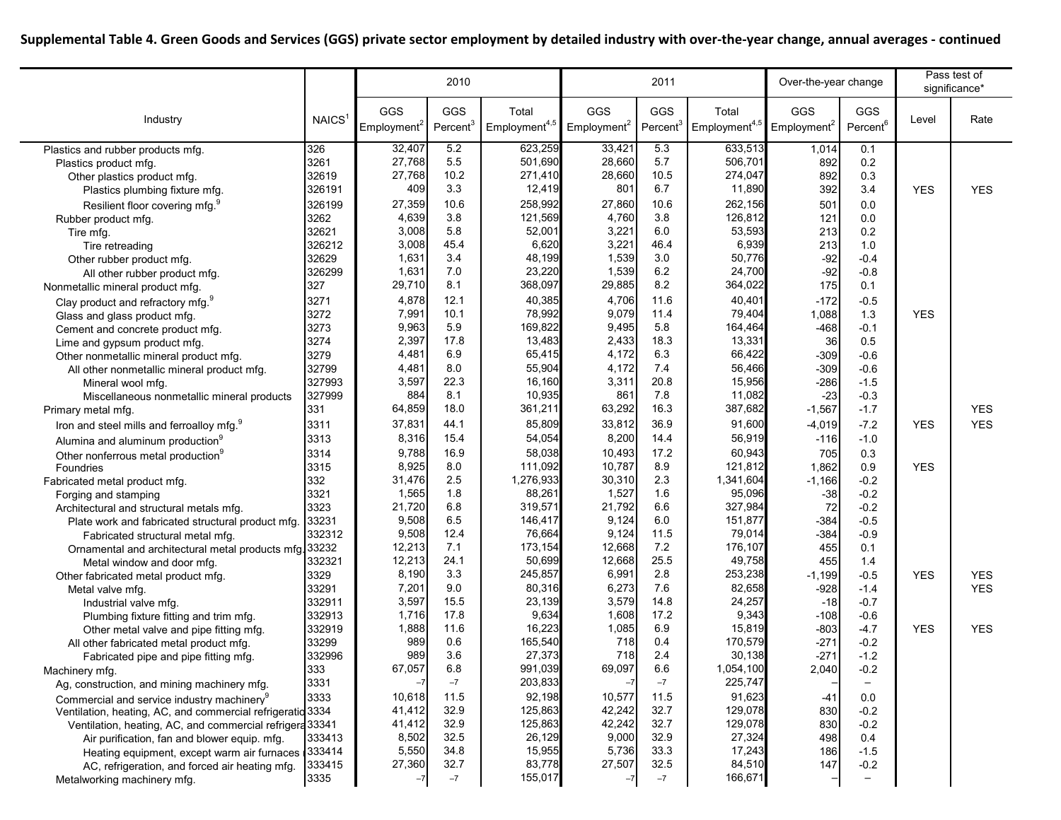**Supplemental Table 4. Green Goods and Services (GGS) private sector employment by detailed industry with over-the-year change, annual averages - continued**

| Industry | NAICS[1] | 2010 | | | 2011 | | | Over-the-year change | | Pass test of significance* | |
|---|---|---|---|---|---|---|---|---|---|---|---|
| | | GGS Employment[2] | GGS Percent[3] | Total Employment[4,5] | GGS Employment[2] | GGS Percent[3] | Total Employment[4,5] | GGS Employment[2] | GGS Percent[6] | Level | Rate |
| Plastics and rubber products mfg. | 326 | 32,407 | 5.2 | 623,259 | 33,421 | 5.3 | 633,513 | 1,014 | 0.1 | | |
| Plastics product mfg. | 3261 | 27,768 | 5.5 | 501,690 | 28,660 | 5.7 | 506,701 | 892 | 0.2 | | |
| Other plastics product mfg. | 32619 | 27,768 | 10.2 | 271,410 | 28,660 | 10.5 | 274,047 | 892 | 0.3 | | |
| Plastics plumbing fixture mfg. | 326191 | 409 | 3.3 | 12,419 | 801 | 6.7 | 11,890 | 392 | 3.4 | YES | YES |
| Resilient floor covering mfg.[9] | 326199 | 27,359 | 10.6 | 258,992 | 27,860 | 10.6 | 262,156 | 501 | 0.0 | | |
| Rubber product mfg. | 3262 | 4,639 | 3.8 | 121,569 | 4,760 | 3.8 | 126,812 | 121 | 0.0 | | |
| Tire mfg. | 32621 | 3,008 | 5.8 | 52,001 | 3,221 | 6.0 | 53,593 | 213 | 0.2 | | |
| Tire retreading | 326212 | 3,008 | 45.4 | 6,620 | 3,221 | 46.4 | 6,939 | 213 | 1.0 | | |
| Other rubber product mfg. | 32629 | 1,631 | 3.4 | 48,199 | 1,539 | 3.0 | 50,776 | -92 | -0.4 | | |
| All other rubber product mfg. | 326299 | 1,631 | 7.0 | 23,220 | 1,539 | 6.2 | 24,700 | -92 | -0.8 | | |
| Nonmetallic mineral product mfg. | 327 | 29,710 | 8.1 | 368,097 | 29,885 | 8.2 | 364,022 | 175 | 0.1 | | |
| Clay product and refractory mfg.[9] | 3271 | 4,878 | 12.1 | 40,385 | 4,706 | 11.6 | 40,401 | -172 | -0.5 | | |
| Glass and glass product mfg. | 3272 | 7,991 | 10.1 | 78,992 | 9,079 | 11.4 | 79,404 | 1,088 | 1.3 | YES | |
| Cement and concrete product mfg. | 3273 | 9,963 | 5.9 | 169,822 | 9,495 | 5.8 | 164,464 | -468 | -0.1 | | |
| Lime and gypsum product mfg. | 3274 | 2,397 | 17.8 | 13,483 | 2,433 | 18.3 | 13,331 | 36 | 0.5 | | |
| Other nonmetallic mineral product mfg. | 3279 | 4,481 | 6.9 | 65,415 | 4,172 | 6.3 | 66,422 | -309 | -0.6 | | |
| All other nonmetallic mineral product mfg. | 32799 | 4,481 | 8.0 | 55,904 | 4,172 | 7.4 | 56,466 | -309 | -0.6 | | |
| Mineral wool mfg. | 327993 | 3,597 | 22.3 | 16,160 | 3,311 | 20.8 | 15,956 | -286 | -1.5 | | |
| Miscellaneous nonmetallic mineral products | 327999 | 884 | 8.1 | 10,935 | 861 | 7.8 | 11,082 | -23 | -0.3 | | |
| Primary metal mfg. | 331 | 64,859 | 18.0 | 361,211 | 63,292 | 16.3 | 387,682 | -1,567 | -1.7 | | YES |
| Iron and steel mills and ferroalloy mfg.[9] | 3311 | 37,831 | 44.1 | 85,809 | 33,812 | 36.9 | 91,600 | -4,019 | -7.2 | YES | YES |
| Alumina and aluminum production[9] | 3313 | 8,316 | 15.4 | 54,054 | 8,200 | 14.4 | 56,919 | -116 | -1.0 | | |
| Other nonferrous metal production[9] | 3314 | 9,788 | 16.9 | 58,038 | 10,493 | 17.2 | 60,943 | 705 | 0.3 | | |
| Foundries | 3315 | 8,925 | 8.0 | 111,092 | 10,787 | 8.9 | 121,812 | 1,862 | 0.9 | YES | |
| Fabricated metal product mfg. | 332 | 31,476 | 2.5 | 1,276,933 | 30,310 | 2.3 | 1,341,604 | -1,166 | -0.2 | | |
| Forging and stamping | 3321 | 1,565 | 1.8 | 88,261 | 1,527 | 1.6 | 95,096 | -38 | -0.2 | | |
| Architectural and structural metals mfg. | 3323 | 21,720 | 6.8 | 319,571 | 21,792 | 6.6 | 327,984 | 72 | -0.2 | | |
| Plate work and fabricated structural product mfg. | 33231 | 9,508 | 6.5 | 146,417 | 9,124 | 6.0 | 151,877 | -384 | -0.5 | | |
| Fabricated structural metal mfg. | 332312 | 9,508 | 12.4 | 76,664 | 9,124 | 11.5 | 79,014 | -384 | -0.9 | | |
| Ornamental and architectural metal products mfg. | 33232 | 12,213 | 7.1 | 173,154 | 12,668 | 7.2 | 176,107 | 455 | 0.1 | | |
| Metal window and door mfg. | 332321 | 12,213 | 24.1 | 50,699 | 12,668 | 25.5 | 49,758 | 455 | 1.4 | | |
| Other fabricated metal product mfg. | 3329 | 8,190 | 3.3 | 245,857 | 6,991 | 2.8 | 253,238 | -1,199 | -0.5 | YES | YES |
| Metal valve mfg. | 33291 | 7,201 | 9.0 | 80,316 | 6,273 | 7.6 | 82,658 | -928 | -1.4 | | YES |
| Industrial valve mfg. | 332911 | 3,597 | 15.5 | 23,139 | 3,579 | 14.8 | 24,257 | -18 | -0.7 | | |
| Plumbing fixture fitting and trim mfg. | 332913 | 1,716 | 17.8 | 9,634 | 1,608 | 17.2 | 9,343 | -108 | -0.6 | | |
| Other metal valve and pipe fitting mfg. | 332919 | 1,888 | 11.6 | 16,223 | 1,085 | 6.9 | 15,819 | -803 | -4.7 | YES | YES |
| All other fabricated metal product mfg. | 33299 | 989 | 0.6 | 165,540 | 718 | 0.4 | 170,579 | -271 | -0.2 | | |
| Fabricated pipe and pipe fitting mfg. | 332996 | 989 | 3.6 | 27,373 | 718 | 2.4 | 30,138 | -271 | -1.2 | | |
| Machinery mfg. | 333 | 67,057 | 6.8 | 991,039 | 69,097 | 6.6 | 1,054,100 | 2,040 | -0.2 | | |
| Ag, construction, and mining machinery mfg. | 3331 | –[7] | –[7] | 203,833 | –[7] | –[7] | 225,747 | – | – | | |
| Commercial and service industry machinery[9] | 3333 | 10,618 | 11.5 | 92,198 | 10,577 | 11.5 | 91,623 | -41 | 0.0 | | |
| Ventilation, heating, AC, and commercial refrigeratio | 3334 | 41,412 | 32.9 | 125,863 | 42,242 | 32.7 | 129,078 | 830 | -0.2 | | |
| Ventilation, heating, AC, and commercial refrigera | 33341 | 41,412 | 32.9 | 125,863 | 42,242 | 32.7 | 129,078 | 830 | -0.2 | | |
| Air purification, fan and blower equip. mfg. | 333413 | 8,502 | 32.5 | 26,129 | 9,000 | 32.9 | 27,324 | 498 | 0.4 | | |
| Heating equipment, except warm air furnaces | 333414 | 5,550 | 34.8 | 15,955 | 5,736 | 33.3 | 17,243 | 186 | -1.5 | | |
| AC, refrigeration, and forced air heating mfg. | 333415 | 27,360 | 32.7 | 83,778 | 27,507 | 32.5 | 84,510 | 147 | -0.2 | | |
| Metalworking machinery mfg. | 3335 | –[7] | –[7] | 155,017 | –[7] | –[7] | 166,671 | – | – | | |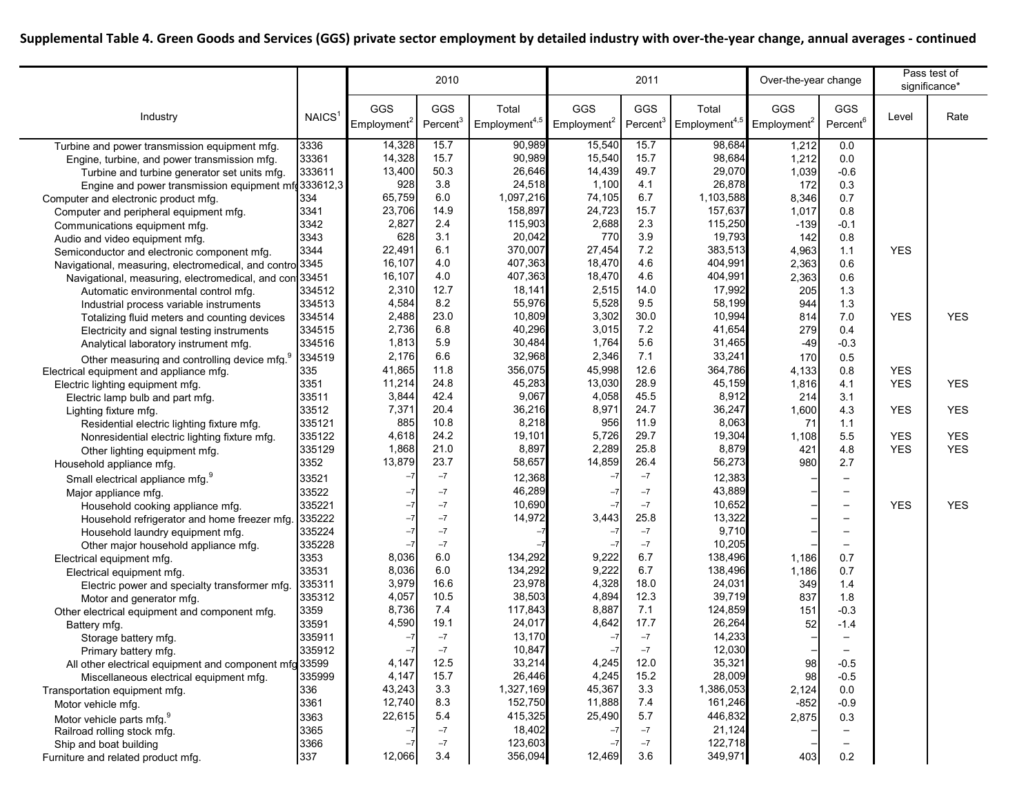**Supplemental Table 4. Green Goods and Services (GGS) private sector employment by detailed industry with over-the-year change, annual averages - continued**

| Industry | NAICS[1] | 2010 | | | 2011 | | | Over-the-year change | | Pass test of significance* | |
|---|---|---|---|---|---|---|---|---|---|---|---|
| | | GGS Employment[2] | GGS Percent[3] | Total Employment[4,5] | GGS Employment[2] | GGS Percent[3] | Total Employment[4,5] | GGS Employment[2] | GGS Percent[6] | Level | Rate |
| Turbine and power transmission equipment mfg. | 3336 | 14,328 | 15.7 | 90,989 | 15,540 | 15.7 | 98,684 | 1,212 | 0.0 | | |
| Engine, turbine, and power transmission mfg. | 33361 | 14,328 | 15.7 | 90,989 | 15,540 | 15.7 | 98,684 | 1,212 | 0.0 | | |
| Turbine and turbine generator set units mfg. | 333611 | 13,400 | 50.3 | 26,646 | 14,439 | 49.7 | 29,070 | 1,039 | -0.6 | | |
| Engine and power transmission equipment mfg | 333612,3 | 928 | 3.8 | 24,518 | 1,100 | 4.1 | 26,878 | 172 | 0.3 | | |
| Computer and electronic product mfg. | 334 | 65,759 | 6.0 | 1,097,216 | 74,105 | 6.7 | 1,103,588 | 8,346 | 0.7 | | |
| Computer and peripheral equipment mfg. | 3341 | 23,706 | 14.9 | 158,897 | 24,723 | 15.7 | 157,637 | 1,017 | 0.8 | | |
| Communications equipment mfg. | 3342 | 2,827 | 2.4 | 115,903 | 2,688 | 2.3 | 115,250 | -139 | -0.1 | | |
| Audio and video equipment mfg. | 3343 | 628 | 3.1 | 20,042 | 770 | 3.9 | 19,793 | 142 | 0.8 | | |
| Semiconductor and electronic component mfg. | 3344 | 22,491 | 6.1 | 370,007 | 27,454 | 7.2 | 383,513 | 4,963 | 1.1 | YES | |
| Navigational, measuring, electromedical, and contro | 3345 | 16,107 | 4.0 | 407,363 | 18,470 | 4.6 | 404,991 | 2,363 | 0.6 | | |
| Navigational, measuring, electromedical, and con | 33451 | 16,107 | 4.0 | 407,363 | 18,470 | 4.6 | 404,991 | 2,363 | 0.6 | | |
| Automatic environmental control mfg. | 334512 | 2,310 | 12.7 | 18,141 | 2,515 | 14.0 | 17,992 | 205 | 1.3 | | |
| Industrial process variable instruments | 334513 | 4,584 | 8.2 | 55,976 | 5,528 | 9.5 | 58,199 | 944 | 1.3 | | |
| Totalizing fluid meters and counting devices | 334514 | 2,488 | 23.0 | 10,809 | 3,302 | 30.0 | 10,994 | 814 | 7.0 | YES | YES |
| Electricity and signal testing instruments | 334515 | 2,736 | 6.8 | 40,296 | 3,015 | 7.2 | 41,654 | 279 | 0.4 | | |
| Analytical laboratory instrument mfg. | 334516 | 1,813 | 5.9 | 30,484 | 1,764 | 5.6 | 31,465 | -49 | -0.3 | | |
| Other measuring and controlling device mfg.[9] | 334519 | 2,176 | 6.6 | 32,968 | 2,346 | 7.1 | 33,241 | 170 | 0.5 | | |
| Electrical equipment and appliance mfg. | 335 | 41,865 | 11.8 | 356,075 | 45,998 | 12.6 | 364,786 | 4,133 | 0.8 | YES | |
| Electric lighting equipment mfg. | 3351 | 11,214 | 24.8 | 45,283 | 13,030 | 28.9 | 45,159 | 1,816 | 4.1 | YES | YES |
| Electric lamp bulb and part mfg. | 33511 | 3,844 | 42.4 | 9,067 | 4,058 | 45.5 | 8,912 | 214 | 3.1 | | |
| Lighting fixture mfg. | 33512 | 7,371 | 20.4 | 36,216 | 8,971 | 24.7 | 36,247 | 1,600 | 4.3 | YES | YES |
| Residential electric lighting fixture mfg. | 335121 | 885 | 10.8 | 8,218 | 956 | 11.9 | 8,063 | 71 | 1.1 | | |
| Nonresidential electric lighting fixture mfg. | 335122 | 4,618 | 24.2 | 19,101 | 5,726 | 29.7 | 19,304 | 1,108 | 5.5 | YES | YES |
| Other lighting equipment mfg. | 335129 | 1,868 | 21.0 | 8,897 | 2,289 | 25.8 | 8,879 | 421 | 4.8 | YES | YES |
| Household appliance mfg. | 3352 | 13,879 | 23.7 | 58,657 | 14,859 | 26.4 | 56,273 | 980 | 2.7 | | |
| Small electrical appliance mfg.[9] | 33521 | –7 | –7 | 12,368 | –7 | –7 | 12,383 | – | – | | |
| Major appliance mfg. | 33522 | –7 | –7 | 46,289 | –7 | –7 | 43,889 | – | – | | |
| Household cooking appliance mfg. | 335221 | –7 | –7 | 10,690 | –7 | –7 | 10,652 | – | – | YES | YES |
| Household refrigerator and home freezer mfg. | 335222 | –7 | –7 | 14,972 | 3,443 | 25.8 | 13,322 | – | – | | |
| Household laundry equipment mfg. | 335224 | –7 | –7 | –7 | –7 | –7 | 9,710 | – | – | | |
| Other major household appliance mfg. | 335228 | –7 | –7 | –7 | –7 | –7 | 10,205 | – | – | | |
| Electrical equipment mfg. | 3353 | 8,036 | 6.0 | 134,292 | 9,222 | 6.7 | 138,496 | 1,186 | 0.7 | | |
| Electrical equipment mfg. | 33531 | 8,036 | 6.0 | 134,292 | 9,222 | 6.7 | 138,496 | 1,186 | 0.7 | | |
| Electric power and specialty transformer mfg. | 335311 | 3,979 | 16.6 | 23,978 | 4,328 | 18.0 | 24,031 | 349 | 1.4 | | |
| Motor and generator mfg. | 335312 | 4,057 | 10.5 | 38,503 | 4,894 | 12.3 | 39,719 | 837 | 1.8 | | |
| Other electrical equipment and component mfg. | 3359 | 8,736 | 7.4 | 117,843 | 8,887 | 7.1 | 124,859 | 151 | -0.3 | | |
| Battery mfg. | 33591 | 4,590 | 19.1 | 24,017 | 4,642 | 17.7 | 26,264 | 52 | -1.4 | | |
| Storage battery mfg. | 335911 | –7 | –7 | 13,170 | –7 | –7 | 14,233 | – | – | | |
| Primary battery mfg. | 335912 | –7 | –7 | 10,847 | –7 | –7 | 12,030 | – | – | | |
| All other electrical equipment and component mfg | 33599 | 4,147 | 12.5 | 33,214 | 4,245 | 12.0 | 35,321 | 98 | -0.5 | | |
| Miscellaneous electrical equipment mfg. | 335999 | 4,147 | 15.7 | 26,446 | 4,245 | 15.2 | 28,009 | 98 | -0.5 | | |
| Transportation equipment mfg. | 336 | 43,243 | 3.3 | 1,327,169 | 45,367 | 3.3 | 1,386,053 | 2,124 | 0.0 | | |
| Motor vehicle mfg. | 3361 | 12,740 | 8.3 | 152,750 | 11,888 | 7.4 | 161,246 | -852 | -0.9 | | |
| Motor vehicle parts mfg.[9] | 3363 | 22,615 | 5.4 | 415,325 | 25,490 | 5.7 | 446,832 | 2,875 | 0.3 | | |
| Railroad rolling stock mfg. | 3365 | –7 | –7 | 18,402 | –7 | –7 | 21,124 | – | – | | |
| Ship and boat building | 3366 | –7 | –7 | 123,603 | –7 | –7 | 122,718 | – | – | | |
| Furniture and related product mfg. | 337 | 12,066 | 3.4 | 356,094 | 12,469 | 3.6 | 349,971 | 403 | 0.2 | | |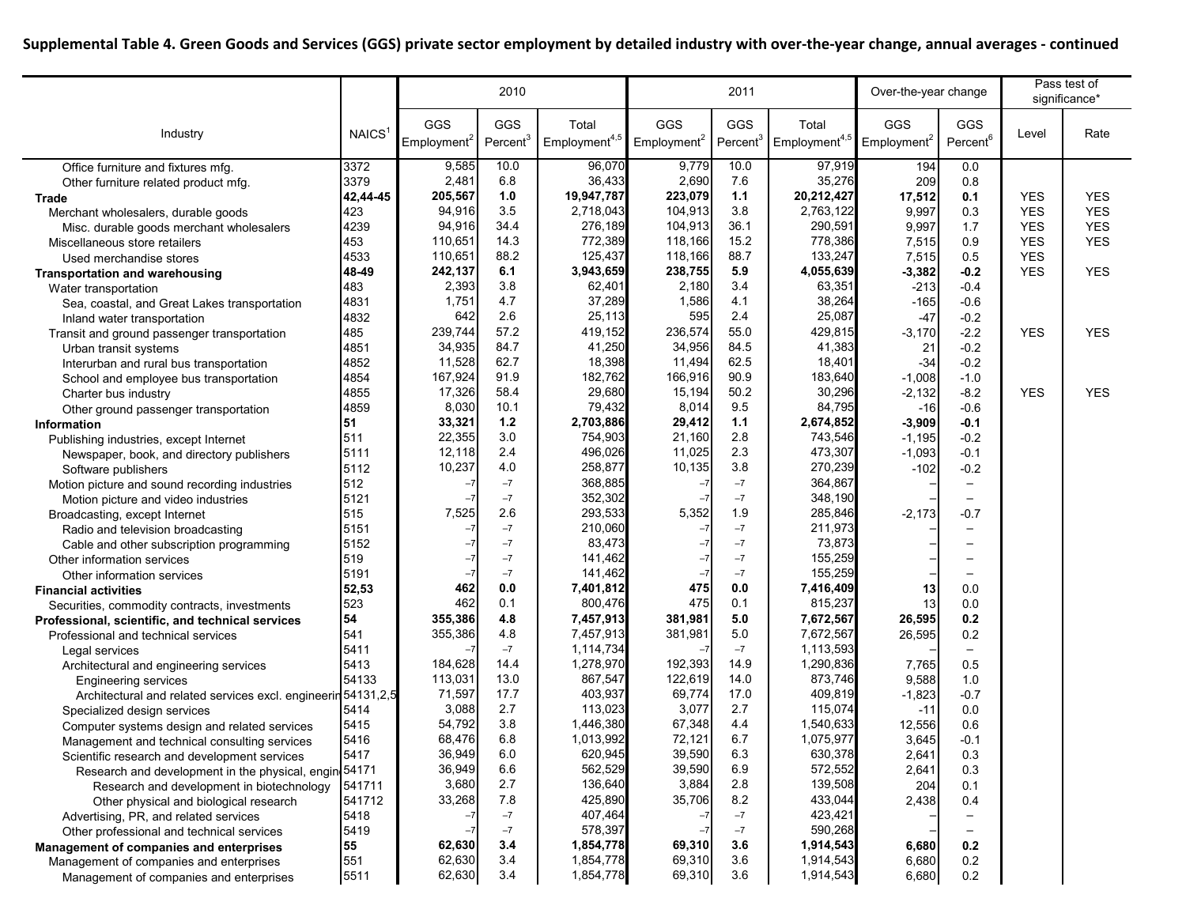**Supplemental Table 4. Green Goods and Services (GGS) private sector employment by detailed industry with over-the-year change, annual averages - continued**

| Industry | NAICS[1] | 2010 | | | 2011 | | | Over-the-year change | | Pass test of significance* | |
|---|---|---|---|---|---|---|---|---|---|---|---|
| | | GGS Employment[2] | GGS Percent[3] | Total Employment[4,5] | GGS Employment[2] | GGS Percent[3] | Total Employment[4,5] | GGS Employment[2] | GGS Percent[6] | Level | Rate |
| Office furniture and fixtures mfg. | 3372 | 9,585 | 10.0 | 96,070 | 9,779 | 10.0 | 97,919 | 194 | 0.0 | | |
| Other furniture related product mfg. | 3379 | 2,481 | 6.8 | 36,433 | 2,690 | 7.6 | 35,276 | 209 | 0.8 | | |
| **Trade** | **42,44-45** | **205,567** | **1.0** | **19,947,787** | **223,079** | **1.1** | **20,212,427** | **17,512** | **0.1** | YES | YES |
| Merchant wholesalers, durable goods | 423 | 94,916 | 3.5 | 2,718,043 | 104,913 | 3.8 | 2,763,122 | 9,997 | 0.3 | YES | YES |
| Misc. durable goods merchant wholesalers | 4239 | 94,916 | 34.4 | 276,189 | 104,913 | 36.1 | 290,591 | 9,997 | 1.7 | YES | YES |
| Miscellaneous store retailers | 453 | 110,651 | 14.3 | 772,389 | 118,166 | 15.2 | 778,386 | 7,515 | 0.9 | YES | YES |
| Used merchandise stores | 4533 | 110,651 | 88.2 | 125,437 | 118,166 | 88.7 | 133,247 | 7,515 | 0.5 | YES | |
| **Transportation and warehousing** | **48-49** | **242,137** | **6.1** | **3,943,659** | **238,755** | **5.9** | **4,055,639** | **-3,382** | **-0.2** | YES | YES |
| Water transportation | 483 | 2,393 | 3.8 | 62,401 | 2,180 | 3.4 | 63,351 | -213 | -0.4 | | |
| Sea, coastal, and Great Lakes transportation | 4831 | 1,751 | 4.7 | 37,289 | 1,586 | 4.1 | 38,264 | -165 | -0.6 | | |
| Inland water transportation | 4832 | 642 | 2.6 | 25,113 | 595 | 2.4 | 25,087 | -47 | -0.2 | | |
| Transit and ground passenger transportation | 485 | 239,744 | 57.2 | 419,152 | 236,574 | 55.0 | 429,815 | -3,170 | -2.2 | YES | YES |
| Urban transit systems | 4851 | 34,935 | 84.7 | 41,250 | 34,956 | 84.5 | 41,383 | 21 | -0.2 | | |
| Interurban and rural bus transportation | 4852 | 11,528 | 62.7 | 18,398 | 11,494 | 62.5 | 18,401 | -34 | -0.2 | | |
| School and employee bus transportation | 4854 | 167,924 | 91.9 | 182,762 | 166,916 | 90.9 | 183,640 | -1,008 | -1.0 | | |
| Charter bus industry | 4855 | 17,326 | 58.4 | 29,680 | 15,194 | 50.2 | 30,296 | -2,132 | -8.2 | YES | YES |
| Other ground passenger transportation | 4859 | 8,030 | 10.1 | 79,432 | 8,014 | 9.5 | 84,795 | -16 | -0.6 | | |
| **Information** | **51** | **33,321** | **1.2** | **2,703,886** | **29,412** | **1.1** | **2,674,852** | **-3,909** | **-0.1** | | |
| Publishing industries, except Internet | 511 | 22,355 | 3.0 | 754,903 | 21,160 | 2.8 | 743,546 | -1,195 | -0.2 | | |
| Newspaper, book, and directory publishers | 5111 | 12,118 | 2.4 | 496,026 | 11,025 | 2.3 | 473,307 | -1,093 | -0.1 | | |
| Software publishers | 5112 | 10,237 | 4.0 | 258,877 | 10,135 | 3.8 | 270,239 | -102 | -0.2 | | |
| Motion picture and sound recording industries | 512 | –7 | –7 | 368,885 | –7 | –7 | 364,867 | – | – | | |
| Motion picture and video industries | 5121 | –7 | –7 | 352,302 | –7 | –7 | 348,190 | – | – | | |
| Broadcasting, except Internet | 515 | 7,525 | 2.6 | 293,533 | 5,352 | 1.9 | 285,846 | -2,173 | -0.7 | | |
| Radio and television broadcasting | 5151 | –7 | –7 | 210,060 | –7 | –7 | 211,973 | – | – | | |
| Cable and other subscription programming | 5152 | –7 | –7 | 83,473 | –7 | –7 | 73,873 | – | – | | |
| Other information services | 519 | –7 | –7 | 141,462 | –7 | –7 | 155,259 | – | – | | |
| Other information services | 5191 | –7 | –7 | 141,462 | –7 | –7 | 155,259 | – | – | | |
| **Financial activities** | **52,53** | **462** | **0.0** | **7,401,812** | **475** | **0.0** | **7,416,409** | **13** | **0.0** | | |
| Securities, commodity contracts, investments | 523 | 462 | 0.1 | 800,476 | 475 | 0.1 | 815,237 | 13 | 0.0 | | |
| **Professional, scientific, and technical services** | **54** | **355,386** | **4.8** | **7,457,913** | **381,981** | **5.0** | **7,672,567** | **26,595** | **0.2** | | |
| Professional and technical services | 541 | 355,386 | 4.8 | 7,457,913 | 381,981 | 5.0 | 7,672,567 | 26,595 | 0.2 | | |
| Legal services | 5411 | –7 | –7 | 1,114,734 | –7 | –7 | 1,113,593 | – | – | | |
| Architectural and engineering services | 5413 | 184,628 | 14.4 | 1,278,970 | 192,393 | 14.9 | 1,290,836 | 7,765 | 0.5 | | |
| Engineering services | 54133 | 113,031 | 13.0 | 867,547 | 122,619 | 14.0 | 873,746 | 9,588 | 1.0 | | |
| Architectural and related services excl. engineerin | 54131,2,5 | 71,597 | 17.7 | 403,937 | 69,774 | 17.0 | 409,819 | -1,823 | -0.7 | | |
| Specialized design services | 5414 | 3,088 | 2.7 | 113,023 | 3,077 | 2.7 | 115,074 | -11 | 0.0 | | |
| Computer systems design and related services | 5415 | 54,792 | 3.8 | 1,446,380 | 67,348 | 4.4 | 1,540,633 | 12,556 | 0.6 | | |
| Management and technical consulting services | 5416 | 68,476 | 6.8 | 1,013,992 | 72,121 | 6.7 | 1,075,977 | 3,645 | -0.1 | | |
| Scientific research and development services | 5417 | 36,949 | 6.0 | 620,945 | 39,590 | 6.3 | 630,378 | 2,641 | 0.3 | | |
| Research and development in the physical, engin | 54171 | 36,949 | 6.6 | 562,529 | 39,590 | 6.9 | 572,552 | 2,641 | 0.3 | | |
| Research and development in biotechnology | 541711 | 3,680 | 2.7 | 136,640 | 3,884 | 2.8 | 139,508 | 204 | 0.1 | | |
| Other physical and biological research | 541712 | 33,268 | 7.8 | 425,890 | 35,706 | 8.2 | 433,044 | 2,438 | 0.4 | | |
| Advertising, PR, and related services | 5418 | –7 | –7 | 407,464 | –7 | –7 | 423,421 | – | – | | |
| Other professional and technical services | 5419 | –7 | –7 | 578,397 | –7 | –7 | 590,268 | – | – | | |
| **Management of companies and enterprises** | **55** | **62,630** | **3.4** | **1,854,778** | **69,310** | **3.6** | **1,914,543** | **6,680** | **0.2** | | |
| Management of companies and enterprises | 551 | 62,630 | 3.4 | 1,854,778 | 69,310 | 3.6 | 1,914,543 | 6,680 | 0.2 | | |
| Management of companies and enterprises | 5511 | 62,630 | 3.4 | 1,854,778 | 69,310 | 3.6 | 1,914,543 | 6,680 | 0.2 | | |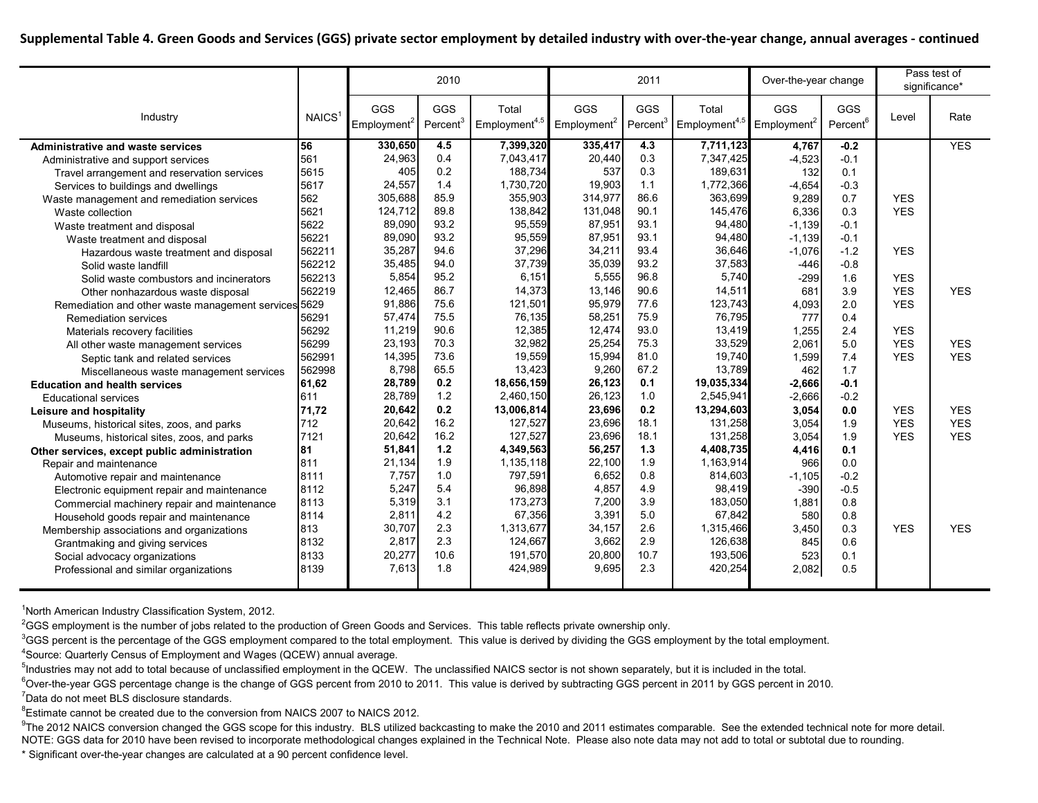**Supplemental Table 4. Green Goods and Services (GGS) private sector employment by detailed industry with over-the-year change, annual averages - continued**

| Industry | NAICS[1] | 2010 | | | 2011 | | | Over-the-year change | | Pass test of significance* | |
|---|---|---|---|---|---|---|---|---|---|---|---|
| | | GGS Employment[2] | GGS Percent[3] | Total Employment[4,5] | GGS Employment[2] | GGS Percent[3] | Total Employment[4,5] | GGS Employment[2] | GGS Percent[6] | Level | Rate |
| **Administrative and waste services** | **56** | **330,650** | **4.5** | **7,399,320** | **335,417** | **4.3** | **7,711,123** | **4,767** | **-0.2** | | YES |
| Administrative and support services | 561 | 24,963 | 0.4 | 7,043,417 | 20,440 | 0.3 | 7,347,425 | -4,523 | -0.1 | | |
| Travel arrangement and reservation services | 5615 | 405 | 0.2 | 188,734 | 537 | 0.3 | 189,631 | 132 | 0.1 | | |
| Services to buildings and dwellings | 5617 | 24,557 | 1.4 | 1,730,720 | 19,903 | 1.1 | 1,772,366 | -4,654 | -0.3 | | |
| Waste management and remediation services | 562 | 305,688 | 85.9 | 355,903 | 314,977 | 86.6 | 363,699 | 9,289 | 0.7 | YES | |
| Waste collection | 5621 | 124,712 | 89.8 | 138,842 | 131,048 | 90.1 | 145,476 | 6,336 | 0.3 | YES | |
| Waste treatment and disposal | 5622 | 89,090 | 93.2 | 95,559 | 87,951 | 93.1 | 94,480 | -1,139 | -0.1 | | |
| Waste treatment and disposal | 56221 | 89,090 | 93.2 | 95,559 | 87,951 | 93.1 | 94,480 | -1,139 | -0.1 | | |
| Hazardous waste treatment and disposal | 562211 | 35,287 | 94.6 | 37,296 | 34,211 | 93.4 | 36,646 | -1,076 | -1.2 | YES | |
| Solid waste landfill | 562212 | 35,485 | 94.0 | 37,739 | 35,039 | 93.2 | 37,583 | -446 | -0.8 | | |
| Solid waste combustors and incinerators | 562213 | 5,854 | 95.2 | 6,151 | 5,555 | 96.8 | 5,740 | -299 | 1.6 | YES | |
| Other nonhazardous waste disposal | 562219 | 12,465 | 86.7 | 14,373 | 13,146 | 90.6 | 14,511 | 681 | 3.9 | YES | YES |
| Remediation and other waste management services | 5629 | 91,886 | 75.6 | 121,501 | 95,979 | 77.6 | 123,743 | 4,093 | 2.0 | YES | |
| Remediation services | 56291 | 57,474 | 75.5 | 76,135 | 58,251 | 75.9 | 76,795 | 777 | 0.4 | | |
| Materials recovery facilities | 56292 | 11,219 | 90.6 | 12,385 | 12,474 | 93.0 | 13,419 | 1,255 | 2.4 | YES | |
| All other waste management services | 56299 | 23,193 | 70.3 | 32,982 | 25,254 | 75.3 | 33,529 | 2,061 | 5.0 | YES | YES |
| Septic tank and related services | 562991 | 14,395 | 73.6 | 19,559 | 15,994 | 81.0 | 19,740 | 1,599 | 7.4 | YES | YES |
| Miscellaneous waste management services | 562998 | 8,798 | 65.5 | 13,423 | 9,260 | 67.2 | 13,789 | 462 | 1.7 | | |
| **Education and health services** | **61,62** | **28,789** | **0.2** | **18,656,159** | **26,123** | **0.1** | **19,035,334** | **-2,666** | **-0.1** | | |
| Educational services | 611 | 28,789 | 1.2 | 2,460,150 | 26,123 | 1.0 | 2,545,941 | -2,666 | -0.2 | | |
| **Leisure and hospitality** | **71,72** | **20,642** | **0.2** | **13,006,814** | **23,696** | **0.2** | **13,294,603** | **3,054** | **0.0** | YES | YES |
| Museums, historical sites, zoos, and parks | 712 | 20,642 | 16.2 | 127,527 | 23,696 | 18.1 | 131,258 | 3,054 | 1.9 | YES | YES |
| Museums, historical sites, zoos, and parks | 7121 | 20,642 | 16.2 | 127,527 | 23,696 | 18.1 | 131,258 | 3,054 | 1.9 | YES | YES |
| **Other services, except public administration** | **81** | **51,841** | **1.2** | **4,349,563** | **56,257** | **1.3** | **4,408,735** | **4,416** | **0.1** | | |
| Repair and maintenance | 811 | 21,134 | 1.9 | 1,135,118 | 22,100 | 1.9 | 1,163,914 | 966 | 0.0 | | |
| Automotive repair and maintenance | 8111 | 7,757 | 1.0 | 797,591 | 6,652 | 0.8 | 814,603 | -1,105 | -0.2 | | |
| Electronic equipment repair and maintenance | 8112 | 5,247 | 5.4 | 96,898 | 4,857 | 4.9 | 98,419 | -390 | -0.5 | | |
| Commercial machinery repair and maintenance | 8113 | 5,319 | 3.1 | 173,273 | 7,200 | 3.9 | 183,050 | 1,881 | 0.8 | | |
| Household goods repair and maintenance | 8114 | 2,811 | 4.2 | 67,356 | 3,391 | 5.0 | 67,842 | 580 | 0.8 | | |
| Membership associations and organizations | 813 | 30,707 | 2.3 | 1,313,677 | 34,157 | 2.6 | 1,315,466 | 3,450 | 0.3 | YES | YES |
| Grantmaking and giving services | 8132 | 2,817 | 2.3 | 124,667 | 3,662 | 2.9 | 126,638 | 845 | 0.6 | | |
| Social advocacy organizations | 8133 | 20,277 | 10.6 | 191,570 | 20,800 | 10.7 | 193,506 | 523 | 0.1 | | |
| Professional and similar organizations | 8139 | 7,613 | 1.8 | 424,989 | 9,695 | 2.3 | 420,254 | 2,082 | 0.5 | | |

[1]North American Industry Classification System, 2012.

[2]GGS employment is the number of jobs related to the production of Green Goods and Services. This table reflects private ownership only.

[3]GGS percent is the percentage of the GGS employment compared to the total employment. This value is derived by dividing the GGS employment by the total employment.

[4]Source: Quarterly Census of Employment and Wages (QCEW) annual average.

[5]Industries may not add to total because of unclassified employment in the QCEW. The unclassified NAICS sector is not shown separately, but it is included in the total.

[6]Over-the-year GGS percentage change is the change of GGS percent from 2010 to 2011. This value is derived by subtracting GGS percent in 2011 by GGS percent in 2010.

[7]Data do not meet BLS disclosure standards.

[8]Estimate cannot be created due to the conversion from NAICS 2007 to NAICS 2012.

[9]The 2012 NAICS conversion changed the GGS scope for this industry. BLS utilized backcasting to make the 2010 and 2011 estimates comparable. See the extended technical note for more detail.

NOTE: GGS data for 2010 have been revised to incorporate methodological changes explained in the Technical Note. Please also note data may not add to total or subtotal due to rounding.

* Significant over-the-year changes are calculated at a 90 percent confidence level.